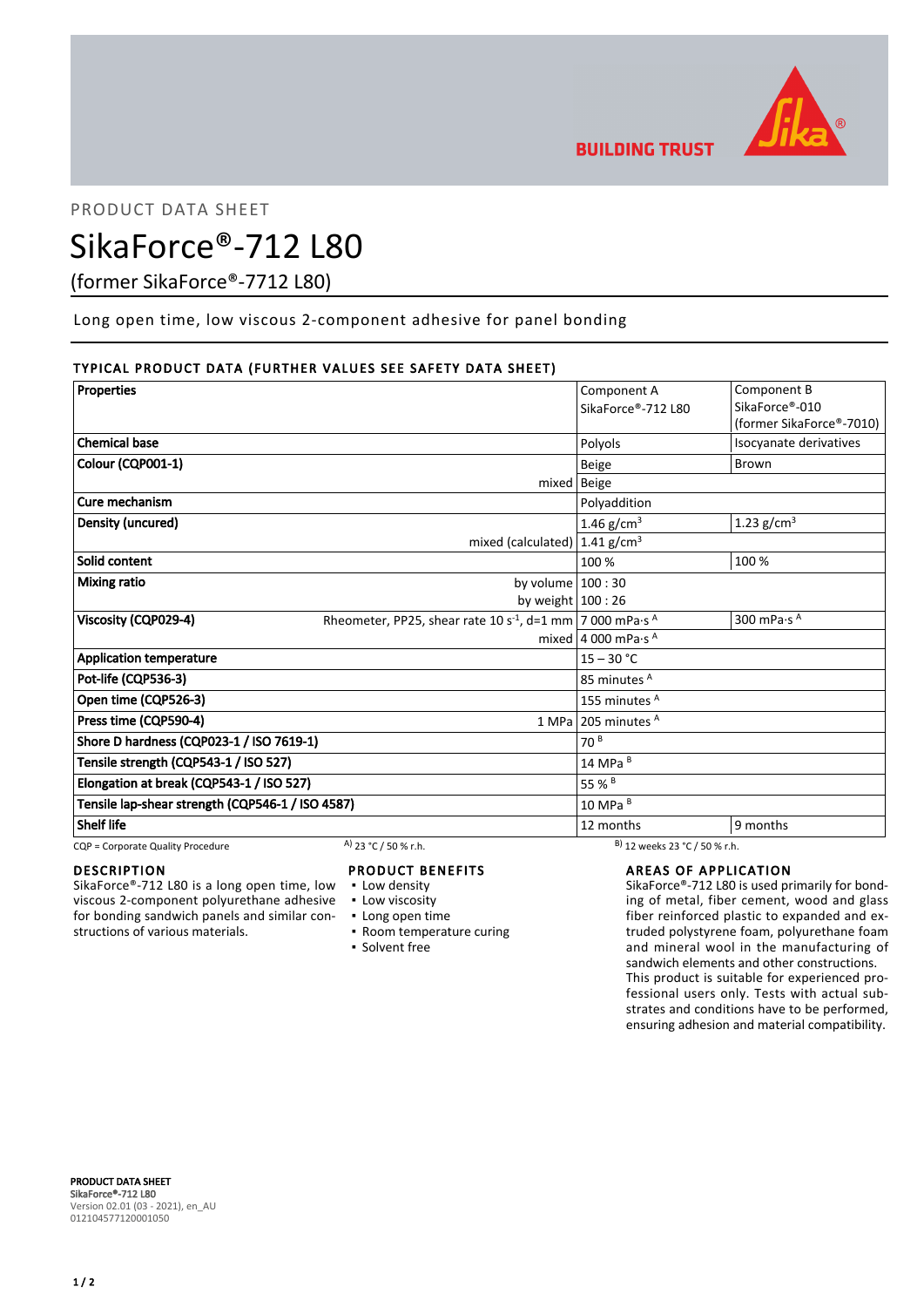PRODUCT DATA SHEET

# SikaForce®-712 L80

(former SikaForce®-7712 L80)

Long open time, low viscous 2-component adhesive for panel bonding

## TYPICAL PRODUCT DATA (FURTHER VALUES SEE SAFETY DATA SHEET)

| Properties | | Component A SikaForce®-712 L80 | Component B SikaForce®-010 (former SikaForce®-7010) |
|---|---|---|---|
| Chemical base | | Polyols | Isocyanate derivatives |
| Colour (CQP001-1) | | Beige | Brown |
| | mixed | Beige | |
| Cure mechanism | | Polyaddition | |
| Density (uncured) | | 1.46 g/cm³ | 1.23 g/cm³ |
| | mixed (calculated) | 1.41 g/cm³ | |
| Solid content | | 100 % | 100 % |
| Mixing ratio | by volume | 100 : 30 | |
| | by weight | 100 : 26 | |
| Viscosity (CQP029-4) | Rheometer, PP25, shear rate 10 $s^{-1}$, d=1 mm | 7 000 mPa·s A | 300 mPa·s A |
| | mixed | 4 000 mPa·s A | |
| Application temperature | | 15 – 30 °C | |
| Pot-life (CQP536-3) | | 85 minutes A | |
| Open time (CQP526-3) | | 155 minutes A | |
| Press time (CQP590-4) | 1 MPa | 205 minutes A | |
| Shore D hardness (CQP023-1 / ISO 7619-1) | | 70 B | |
| Tensile strength (CQP543-1 / ISO 527) | | 14 MPa B | |
| Elongation at break (CQP543-1 / ISO 527) | | 55 % B | |
| Tensile lap-shear strength (CQP546-1 / ISO 4587) | | 10 MPa B | |
| Shelf life | | 12 months | 9 months |

CQP = Corporate Quality Procedure  A) 23 °C / 50 % r.h.  B) 12 weeks 23 °C / 50 % r.h.

## DESCRIPTION

SikaForce®-712 L80 is a long open time, low viscous 2-component polyurethane adhesive for bonding sandwich panels and similar constructions of various materials.

## PRODUCT BENEFITS

- Low density
- Low viscosity
- Long open time
- Room temperature curing
- Solvent free

## AREAS OF APPLICATION

SikaForce®-712 L80 is used primarily for bonding of metal, fiber cement, wood and glass fiber reinforced plastic to expanded and extruded polystyrene foam, polyurethane foam and mineral wool in the manufacturing of sandwich elements and other constructions.
This product is suitable for experienced professional users only. Tests with actual substrates and conditions have to be performed, ensuring adhesion and material compatibility.

**PRODUCT DATA SHEET**
**SikaForce®-712 L80**
Version 02.01 (03 - 2021), en_AU
012104577120001050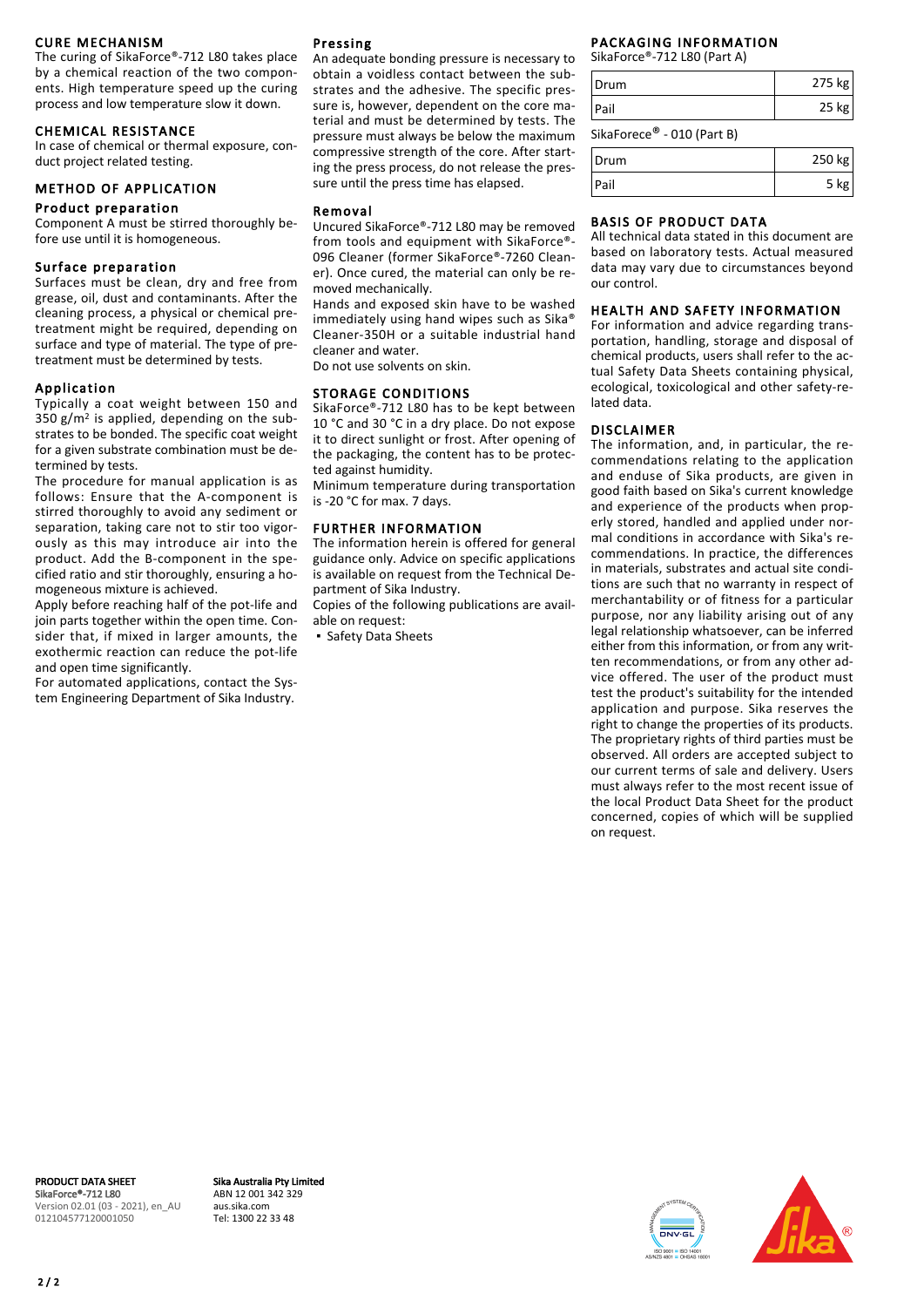## CURE MECHANISM

The curing of SikaForce®-712 L80 takes place by a chemical reaction of the two components. High temperature speed up the curing process and low temperature slow it down.

## CHEMICAL RESISTANCE

In case of chemical or thermal exposure, conduct project related testing.

## METHOD OF APPLICATION

### Product preparation

Component A must be stirred thoroughly before use until it is homogeneous.

### Surface preparation

Surfaces must be clean, dry and free from grease, oil, dust and contaminants. After the cleaning process, a physical or chemical pretreatment might be required, depending on surface and type of material. The type of pretreatment must be determined by tests.

### Application

Typically a coat weight between 150 and 350 g/m² is applied, depending on the substrates to be bonded. The specific coat weight for a given substrate combination must be determined by tests.

The procedure for manual application is as follows: Ensure that the A-component is stirred thoroughly to avoid any sediment or separation, taking care not to stir too vigorously as this may introduce air into the product. Add the B-component in the specified ratio and stir thoroughly, ensuring a homogeneous mixture is achieved.

Apply before reaching half of the pot-life and join parts together within the open time. Consider that, if mixed in larger amounts, the exothermic reaction can reduce the pot-life and open time significantly.

For automated applications, contact the System Engineering Department of Sika Industry.

### Pressing

An adequate bonding pressure is necessary to obtain a voidless contact between the substrates and the adhesive. The specific pressure is, however, dependent on the core material and must be determined by tests. The pressure must always be below the maximum compressive strength of the core. After starting the press process, do not release the pressure until the press time has elapsed.

### Removal

Uncured SikaForce®-712 L80 may be removed from tools and equipment with SikaForce®-096 Cleaner (former SikaForce®-7260 Cleaner). Once cured, the material can only be removed mechanically.

Hands and exposed skin have to be washed immediately using hand wipes such as Sika® Cleaner-350H or a suitable industrial hand cleaner and water.

Do not use solvents on skin.

## STORAGE CONDITIONS

SikaForce®-712 L80 has to be kept between 10 °C and 30 °C in a dry place. Do not expose it to direct sunlight or frost. After opening of the packaging, the content has to be protected against humidity.

Minimum temperature during transportation is -20 °C for max. 7 days.

## FURTHER INFORMATION

The information herein is offered for general guidance only. Advice on specific applications is available on request from the Technical Department of Sika Industry.

Copies of the following publications are available on request:

- Safety Data Sheets

## PACKAGING INFORMATION

SikaForce®-712 L80 (Part A)

| | |
|---|---|
| Drum | 275 kg |
| Pail | 25 kg |

SikaForece® - 010 (Part B)

| | |
|---|---|
| Drum | 250 kg |
| Pail | 5 kg |

## BASIS OF PRODUCT DATA

All technical data stated in this document are based on laboratory tests. Actual measured data may vary due to circumstances beyond our control.

## HEALTH AND SAFETY INFORMATION

For information and advice regarding transportation, handling, storage and disposal of chemical products, users shall refer to the actual Safety Data Sheets containing physical, ecological, toxicological and other safety-related data.

## DISCLAIMER

The information, and, in particular, the recommendations relating to the application and enduse of Sika products, are given in good faith based on Sika's current knowledge and experience of the products when properly stored, handled and applied under normal conditions in accordance with Sika's recommendations. In practice, the differences in materials, substrates and actual site conditions are such that no warranty in respect of merchantability or of fitness for a particular purpose, nor any liability arising out of any legal relationship whatsoever, can be inferred either from this information, or from any written recommendations, or from any other advice offered. The user of the product must test the product's suitability for the intended application and purpose. Sika reserves the right to change the properties of its products. The proprietary rights of third parties must be observed. All orders are accepted subject to our current terms of sale and delivery. Users must always refer to the most recent issue of the local Product Data Sheet for the product concerned, copies of which will be supplied on request.

**PRODUCT DATA SHEET**
**SikaForce®-712 L80**
Version 02.01 (03 - 2021), en_AU
012104577120001050

**Sika Australia Pty Limited**
ABN 12 001 342 329
aus.sika.com
Tel: 1300 22 33 48